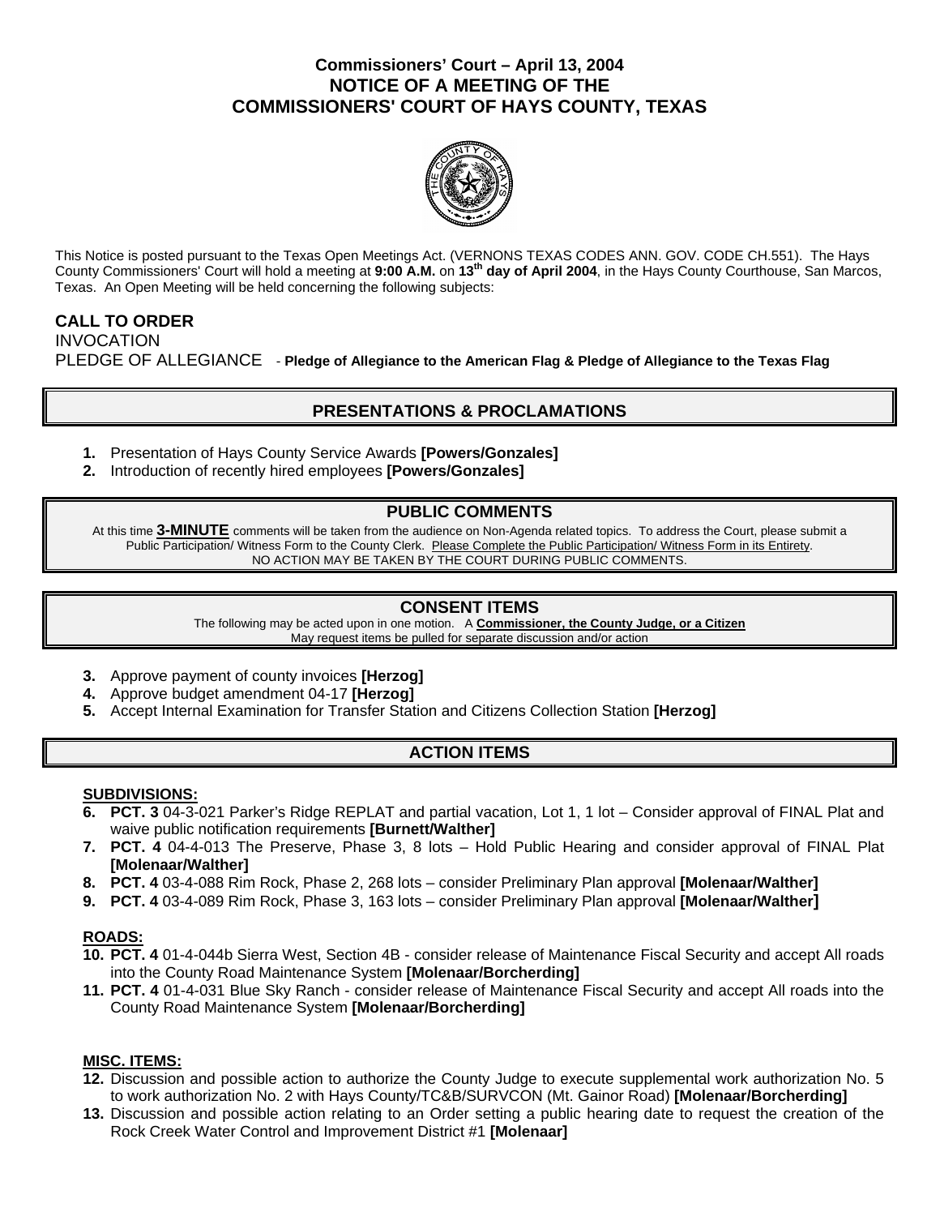# Commissioners' Court – April 13, 2004
## NOTICE OF A MEETING OF THE COMMISSIONERS' COURT OF HAYS COUNTY, TEXAS

This Notice is posted pursuant to the Texas Open Meetings Act. (VERNONS TEXAS CODES ANN. GOV. CODE CH.551). The Hays County Commissioners' Court will hold a meeting at **9:00 A.M.** on **13th day of April 2004**, in the Hays County Courthouse, San Marcos, Texas. An Open Meeting will be held concerning the following subjects:

**CALL TO ORDER**
INVOCATION
PLEDGE OF ALLEGIANCE - **Pledge of Allegiance to the American Flag & Pledge of Allegiance to the Texas Flag**

## PRESENTATIONS & PROCLAMATIONS

1. Presentation of Hays County Service Awards **[Powers/Gonzales]**
2. Introduction of recently hired employees **[Powers/Gonzales]**

## PUBLIC COMMENTS

At this time **3-MINUTE** comments will be taken from the audience on Non-Agenda related topics. To address the Court, please submit a Public Participation/ Witness Form to the County Clerk. Please Complete the Public Participation/ Witness Form in its Entirety. NO ACTION MAY BE TAKEN BY THE COURT DURING PUBLIC COMMENTS.

## CONSENT ITEMS

The following may be acted upon in one motion. A **Commissioner, the County Judge, or a Citizen** May request items be pulled for separate discussion and/or action

3. Approve payment of county invoices **[Herzog]**
4. Approve budget amendment 04-17 **[Herzog]**
5. Accept Internal Examination for Transfer Station and Citizens Collection Station **[Herzog]**

## ACTION ITEMS

**SUBDIVISIONS:**

6. **PCT. 3** 04-3-021 Parker's Ridge REPLAT and partial vacation, Lot 1, 1 lot – Consider approval of FINAL Plat and waive public notification requirements **[Burnett/Walther]**
7. **PCT. 4** 04-4-013 The Preserve, Phase 3, 8 lots – Hold Public Hearing and consider approval of FINAL Plat **[Molenaar/Walther]**
8. **PCT. 4** 03-4-088 Rim Rock, Phase 2, 268 lots – consider Preliminary Plan approval **[Molenaar/Walther]**
9. **PCT. 4** 03-4-089 Rim Rock, Phase 3, 163 lots – consider Preliminary Plan approval **[Molenaar/Walther]**

**ROADS:**

10. **PCT. 4** 01-4-044b Sierra West, Section 4B - consider release of Maintenance Fiscal Security and accept All roads into the County Road Maintenance System **[Molenaar/Borcherding]**
11. **PCT. 4** 01-4-031 Blue Sky Ranch - consider release of Maintenance Fiscal Security and accept All roads into the County Road Maintenance System **[Molenaar/Borcherding]**

**MISC. ITEMS:**

12. Discussion and possible action to authorize the County Judge to execute supplemental work authorization No. 5 to work authorization No. 2 with Hays County/TC&B/SURVCON (Mt. Gainor Road) **[Molenaar/Borcherding]**
13. Discussion and possible action relating to an Order setting a public hearing date to request the creation of the Rock Creek Water Control and Improvement District #1 **[Molenaar]**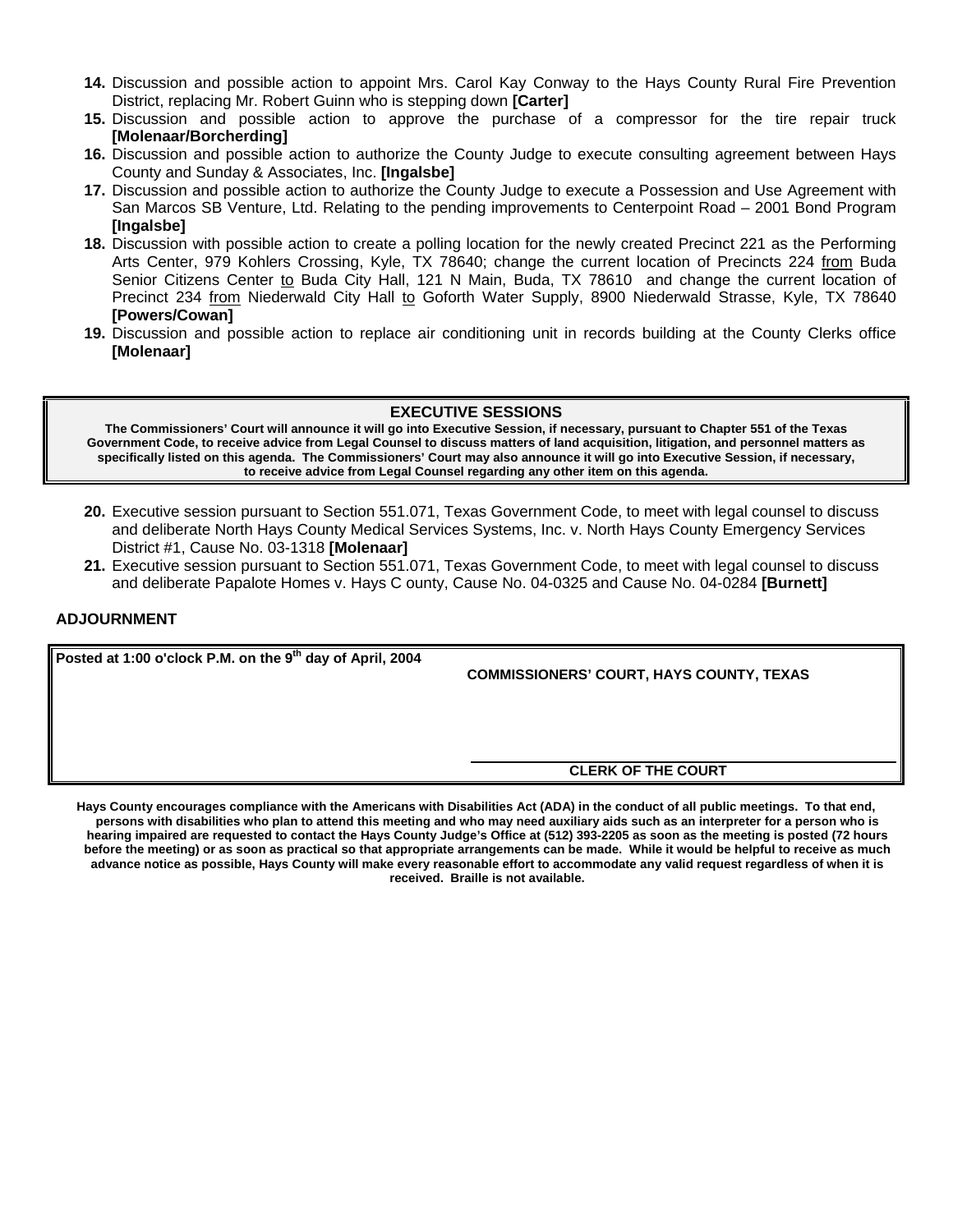**14.** Discussion and possible action to appoint Mrs. Carol Kay Conway to the Hays County Rural Fire Prevention District, replacing Mr. Robert Guinn who is stepping down **[Carter]**

**15.** Discussion and possible action to approve the purchase of a compressor for the tire repair truck **[Molenaar/Borcherding]**

**16.** Discussion and possible action to authorize the County Judge to execute consulting agreement between Hays County and Sunday & Associates, Inc. **[Ingalsbe]**

**17.** Discussion and possible action to authorize the County Judge to execute a Possession and Use Agreement with San Marcos SB Venture, Ltd. Relating to the pending improvements to Centerpoint Road – 2001 Bond Program **[Ingalsbe]**

**18.** Discussion with possible action to create a polling location for the newly created Precinct 221 as the Performing Arts Center, 979 Kohlers Crossing, Kyle, TX 78640; change the current location of Precincts 224 from Buda Senior Citizens Center to Buda City Hall, 121 N Main, Buda, TX 78610 and change the current location of Precinct 234 from Niederwald City Hall to Goforth Water Supply, 8900 Niederwald Strasse, Kyle, TX 78640 **[Powers/Cowan]**

**19.** Discussion and possible action to replace air conditioning unit in records building at the County Clerks office **[Molenaar]**

## EXECUTIVE SESSIONS

**The Commissioners' Court will announce it will go into Executive Session, if necessary, pursuant to Chapter 551 of the Texas Government Code, to receive advice from Legal Counsel to discuss matters of land acquisition, litigation, and personnel matters as specifically listed on this agenda. The Commissioners' Court may also announce it will go into Executive Session, if necessary, to receive advice from Legal Counsel regarding any other item on this agenda.**

**20.** Executive session pursuant to Section 551.071, Texas Government Code, to meet with legal counsel to discuss and deliberate North Hays County Medical Services Systems, Inc. v. North Hays County Emergency Services District #1, Cause No. 03-1318 **[Molenaar]**

**21.** Executive session pursuant to Section 551.071, Texas Government Code, to meet with legal counsel to discuss and deliberate Papalote Homes v. Hays C ounty, Cause No. 04-0325 and Cause No. 04-0284 **[Burnett]**

## ADJOURNMENT

**Posted at 1:00 o'clock P.M. on the 9th day of April, 2004**

**COMMISSIONERS' COURT, HAYS COUNTY, TEXAS**

______________________________

**CLERK OF THE COURT**

**Hays County encourages compliance with the Americans with Disabilities Act (ADA) in the conduct of all public meetings. To that end, persons with disabilities who plan to attend this meeting and who may need auxiliary aids such as an interpreter for a person who is hearing impaired are requested to contact the Hays County Judge's Office at (512) 393-2205 as soon as the meeting is posted (72 hours before the meeting) or as soon as practical so that appropriate arrangements can be made. While it would be helpful to receive as much advance notice as possible, Hays County will make every reasonable effort to accommodate any valid request regardless of when it is received. Braille is not available.**